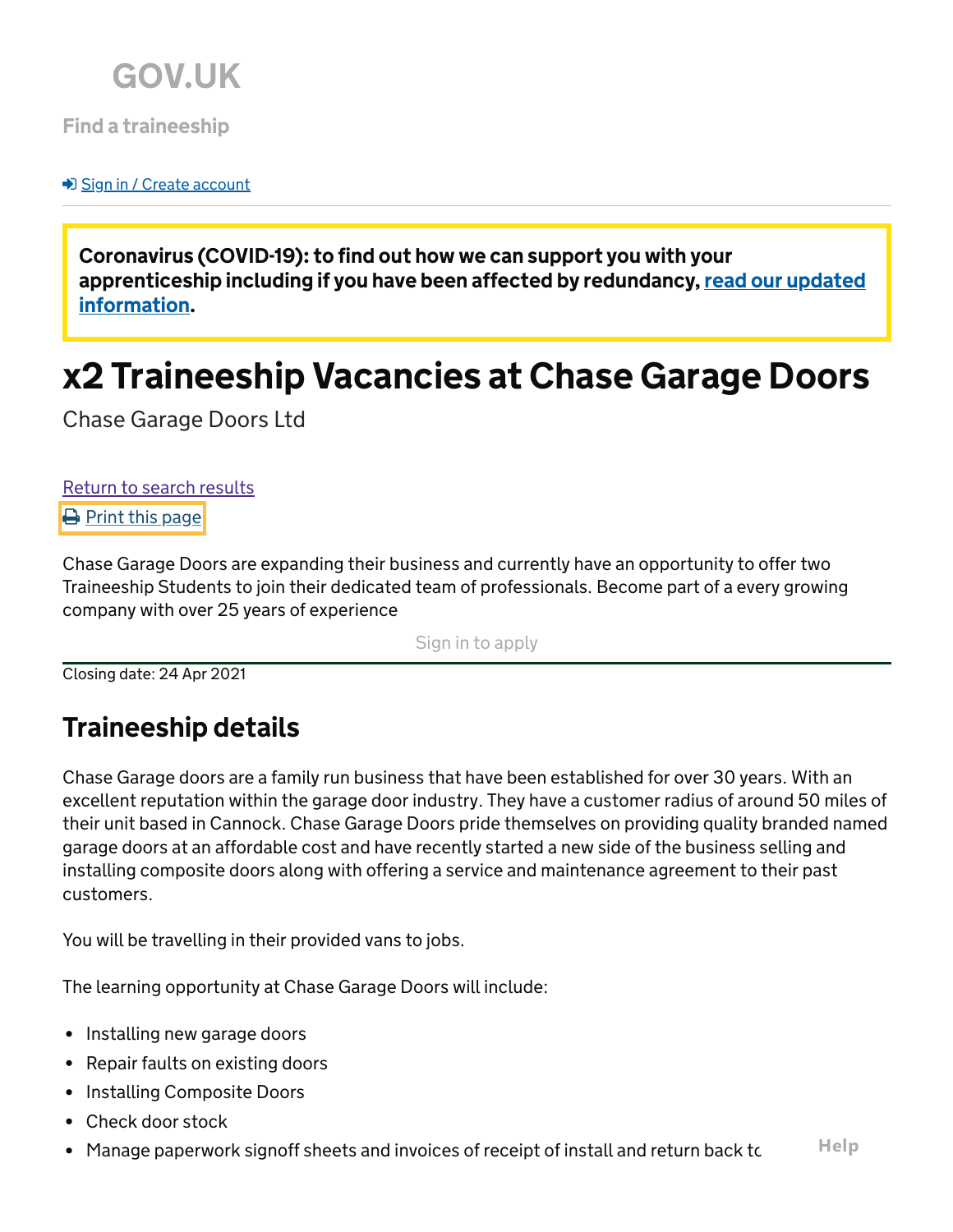GOV.UK

Find a traineeship

Sign in / Create account

**Coronavirus (COVID-19): to find out how we can support you with your apprenticeship including if you have been affected by redundancy, read our updated information.**

# x2 Traineeship Vacancies at Chase Garage Doors

Chase Garage Doors Ltd

Return to search results

Print this page

Chase Garage Doors are expanding their business and currently have an opportunity to offer two Traineeship Students to join their dedicated team of professionals. Become part of a every growing company with over 25 years of experience

Sign in to apply

Closing date: 24 Apr 2021

## Traineeship details

Chase Garage doors are a family run business that have been established for over 30 years. With an excellent reputation within the garage door industry. They have a customer radius of around 50 miles of their unit based in Cannock. Chase Garage Doors pride themselves on providing quality branded named garage doors at an affordable cost and have recently started a new side of the business selling and installing composite doors along with offering a service and maintenance agreement to their past customers.

You will be travelling in their provided vans to jobs.

The learning opportunity at Chase Garage Doors will include:

- Installing new garage doors
- Repair faults on existing doors
- Installing Composite Doors
- Check door stock
- Manage paperwork signoff sheets and invoices of receipt of install and return back tc

Help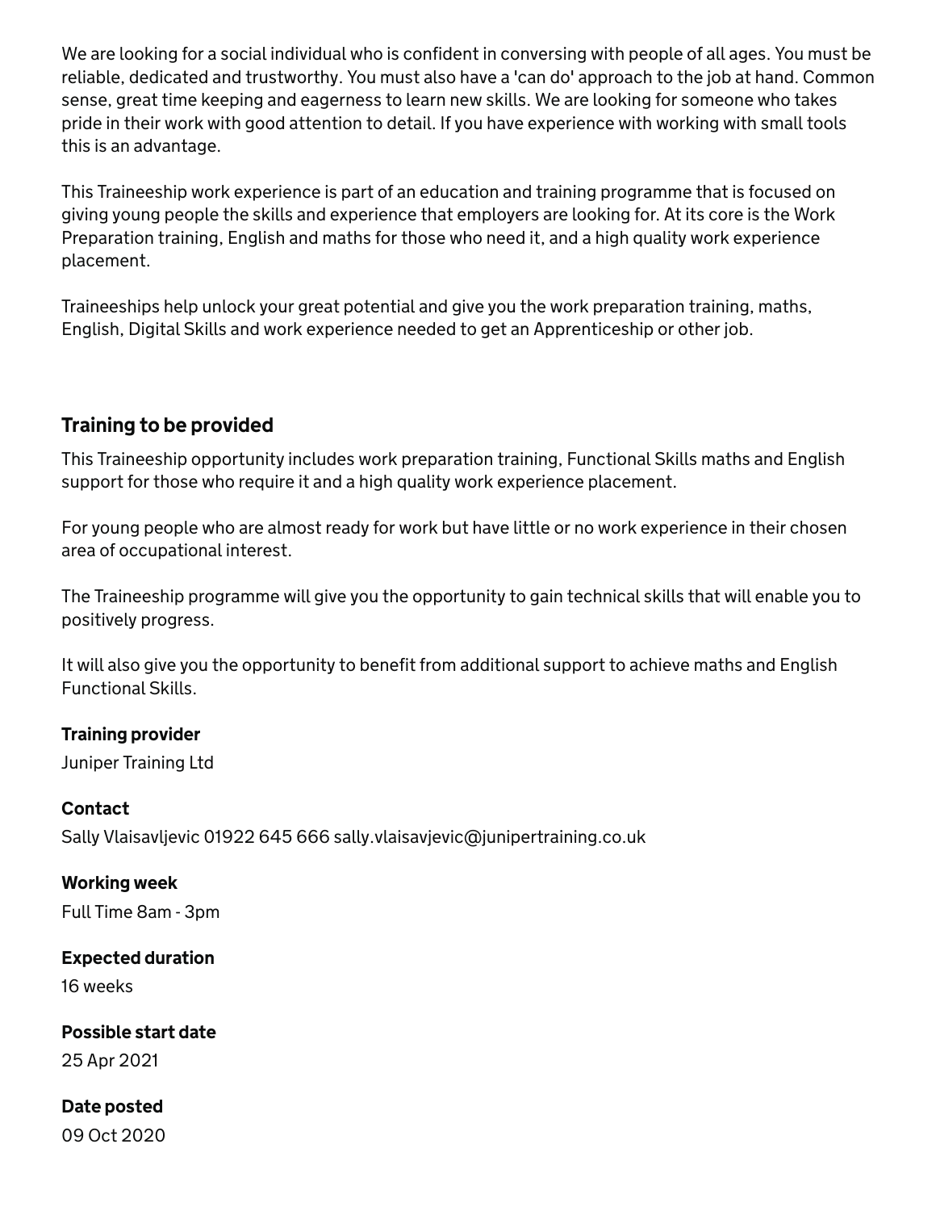We are looking for a social individual who is confident in conversing with people of all ages. You must be reliable, dedicated and trustworthy. You must also have a 'can do' approach to the job at hand. Common sense, great time keeping and eagerness to learn new skills. We are looking for someone who takes pride in their work with good attention to detail. If you have experience with working with small tools this is an advantage.

This Traineeship work experience is part of an education and training programme that is focused on giving young people the skills and experience that employers are looking for. At its core is the Work Preparation training, English and maths for those who need it, and a high quality work experience placement.

Traineeships help unlock your great potential and give you the work preparation training, maths, English, Digital Skills and work experience needed to get an Apprenticeship or other job.

## Training to be provided

This Traineeship opportunity includes work preparation training, Functional Skills maths and English support for those who require it and a high quality work experience placement.

For young people who are almost ready for work but have little or no work experience in their chosen area of occupational interest.

The Traineeship programme will give you the opportunity to gain technical skills that will enable you to positively progress.

It will also give you the opportunity to benefit from additional support to achieve maths and English Functional Skills.

**Training provider**

Juniper Training Ltd

**Contact**

Sally Vlaisavljevic 01922 645 666 sally.vlaisavjevic@junipertraining.co.uk

**Working week**

Full Time 8am - 3pm

**Expected duration**

16 weeks

**Possible start date**

25 Apr 2021

**Date posted**

09 Oct 2020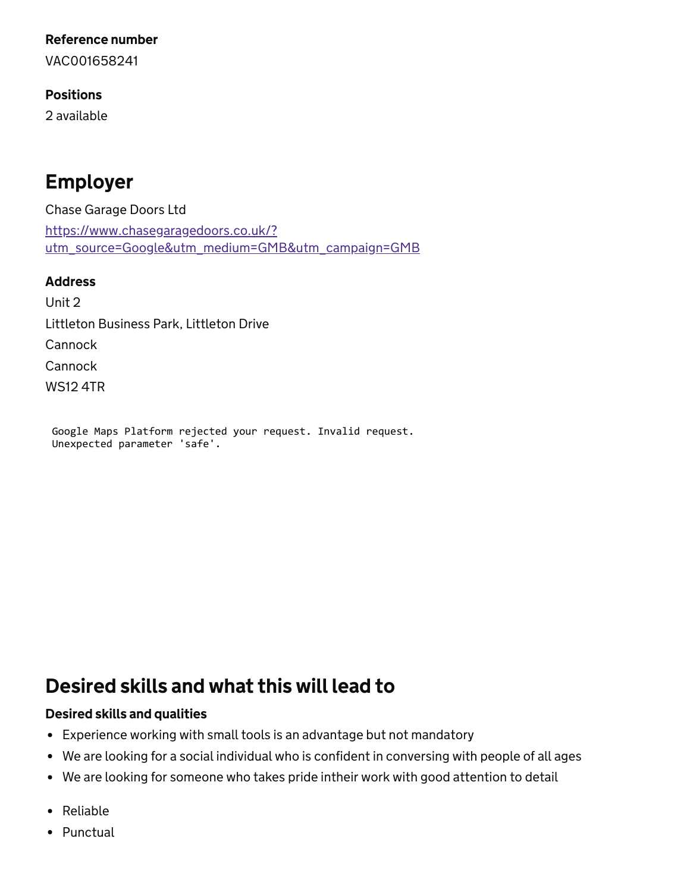**Reference number**

VAC001658241

**Positions**

2 available

## Employer

Chase Garage Doors Ltd

https://www.chasegaragedoors.co.uk/?utm_source=Google&utm_medium=GMB&utm_campaign=GMB

**Address**

Unit 2

Littleton Business Park, Littleton Drive

Cannock

Cannock

WS12 4TR

```
Google Maps Platform rejected your request. Invalid request.
Unexpected parameter 'safe'.
```

## Desired skills and what this will lead to

**Desired skills and qualities**

- Experience working with small tools is an advantage but not mandatory
- We are looking for a social individual who is confident in conversing with people of all ages
- We are looking for someone who takes pride intheir work with good attention to detail

- Reliable
- Punctual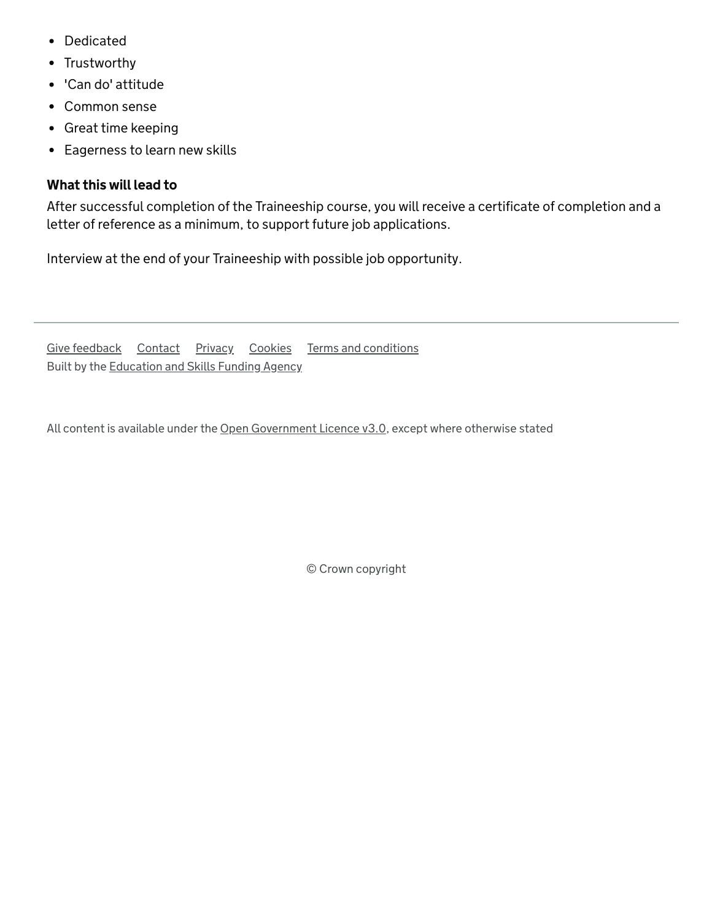- Dedicated
- Trustworthy
- 'Can do' attitude
- Common sense
- Great time keeping
- Eagerness to learn new skills

### What this will lead to

After successful completion of the Traineeship course, you will receive a certificate of completion and a letter of reference as a minimum, to support future job applications.

Interview at the end of your Traineeship with possible job opportunity.

---

Give feedback Contact Privacy Cookies Terms and conditions
Built by the Education and Skills Funding Agency

All content is available under the Open Government Licence v3.0, except where otherwise stated

© Crown copyright